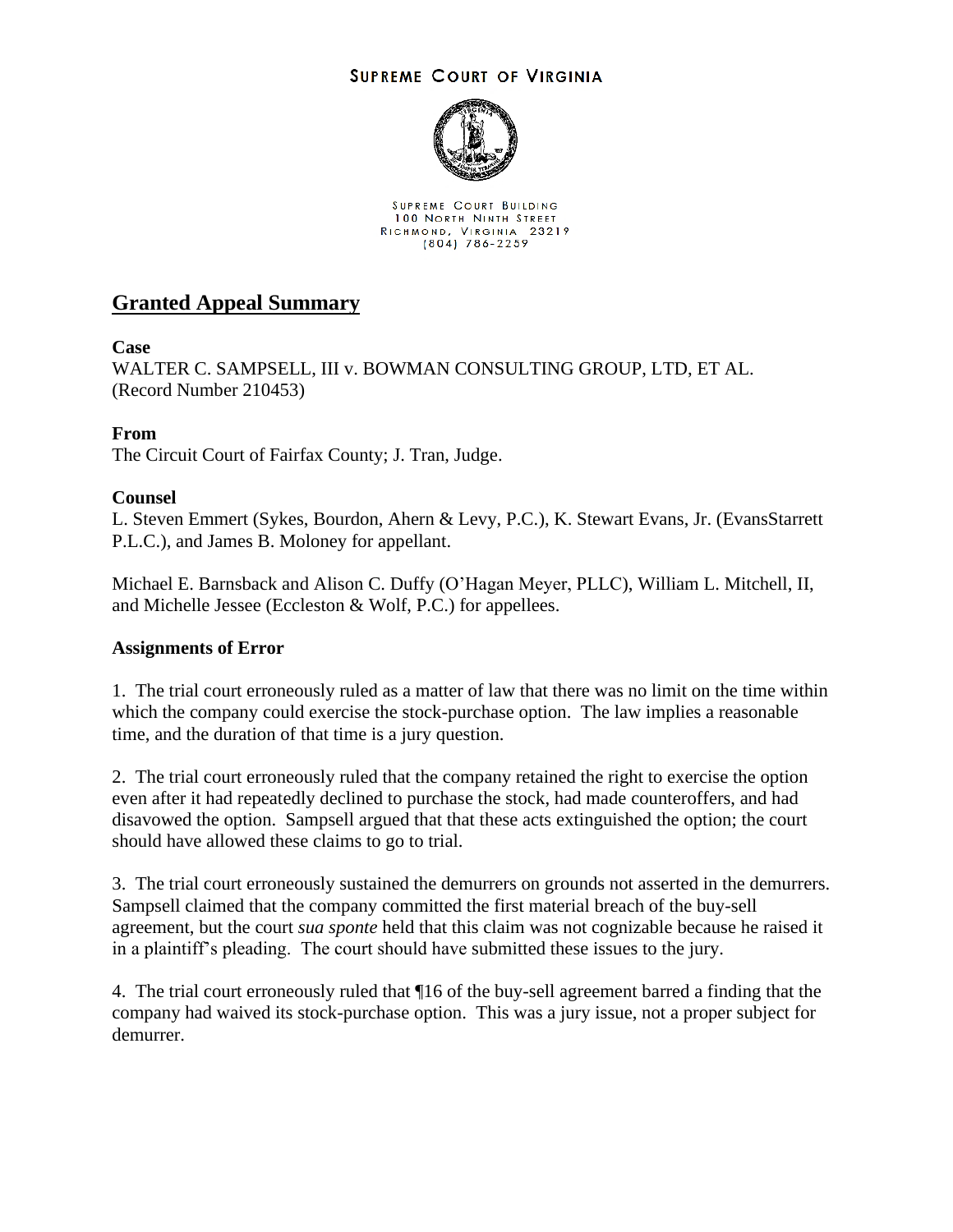SUPREME COURT OF VIRGINIA

SUPREME COURT BUILDING
100 NORTH NINTH STREET
RICHMOND, VIRGINIA 23219
(804) 786-2259

# Granted Appeal Summary

**Case**

WALTER C. SAMPSELL, III v. BOWMAN CONSULTING GROUP, LTD, ET AL.
(Record Number 210453)

**From**

The Circuit Court of Fairfax County; J. Tran, Judge.

**Counsel**

L. Steven Emmert (Sykes, Bourdon, Ahern & Levy, P.C.), K. Stewart Evans, Jr. (EvansStarrett P.L.C.), and James B. Moloney for appellant.

Michael E. Barnsback and Alison C. Duffy (O'Hagan Meyer, PLLC), William L. Mitchell, II, and Michelle Jessee (Eccleston & Wolf, P.C.) for appellees.

**Assignments of Error**

1. The trial court erroneously ruled as a matter of law that there was no limit on the time within which the company could exercise the stock-purchase option. The law implies a reasonable time, and the duration of that time is a jury question.

2. The trial court erroneously ruled that the company retained the right to exercise the option even after it had repeatedly declined to purchase the stock, had made counteroffers, and had disavowed the option. Sampsell argued that that these acts extinguished the option; the court should have allowed these claims to go to trial.

3. The trial court erroneously sustained the demurrers on grounds not asserted in the demurrers. Sampsell claimed that the company committed the first material breach of the buy-sell agreement, but the court *sua sponte* held that this claim was not cognizable because he raised it in a plaintiff's pleading. The court should have submitted these issues to the jury.

4. The trial court erroneously ruled that ¶16 of the buy-sell agreement barred a finding that the company had waived its stock-purchase option. This was a jury issue, not a proper subject for demurrer.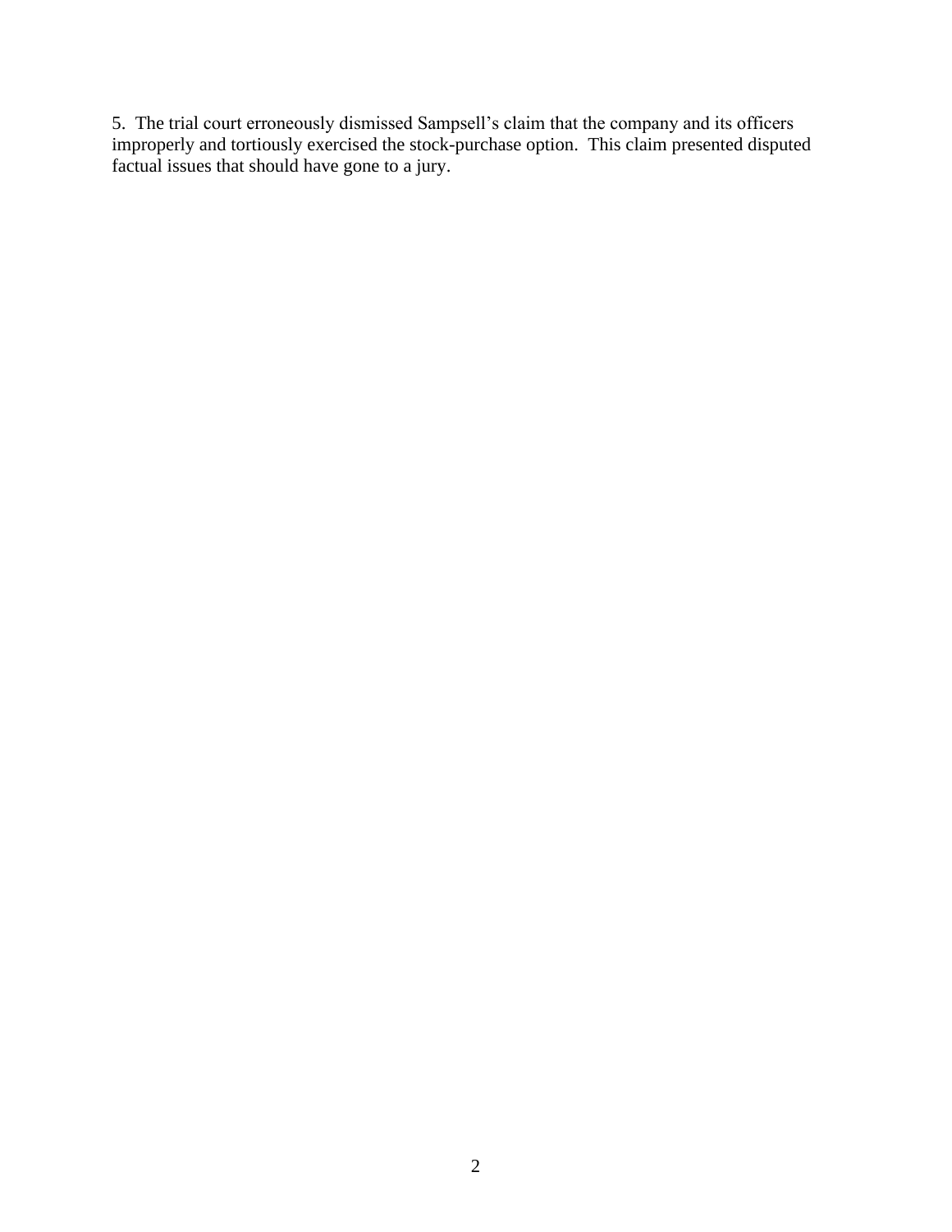5. The trial court erroneously dismissed Sampsell's claim that the company and its officers improperly and tortiously exercised the stock-purchase option. This claim presented disputed factual issues that should have gone to a jury.